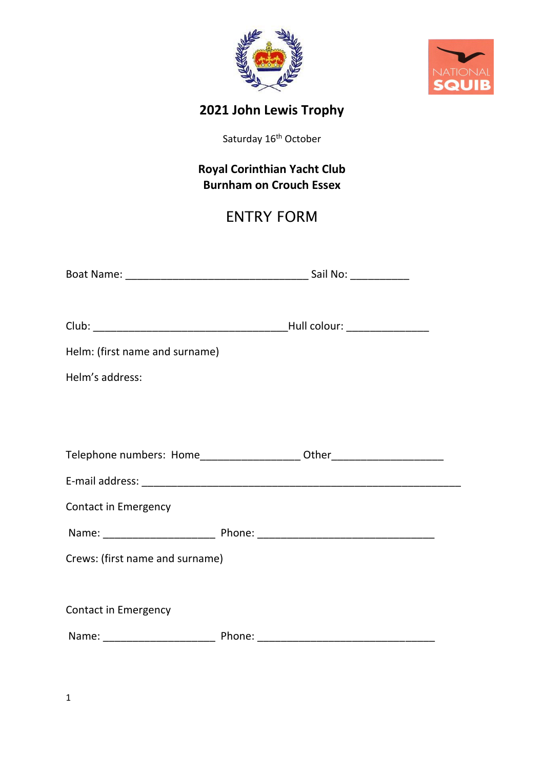NATIONAL SQUIB

# 2021 John Lewis Trophy

Saturday 16th October

**Royal Corinthian Yacht Club**
**Burnham on Crouch Essex**

## ENTRY FORM

Boat Name: _______________________________ Sail No: __________

Club: _________________________________Hull colour: ______________

Helm: (first name and surname)

Helm's address:

Telephone numbers: Home_________________ Other___________________

E-mail address: ______________________________________________________

Contact in Emergency

Name: ___________________ Phone: ______________________________

Crews: (first name and surname)

Contact in Emergency

Name: ___________________ Phone: ______________________________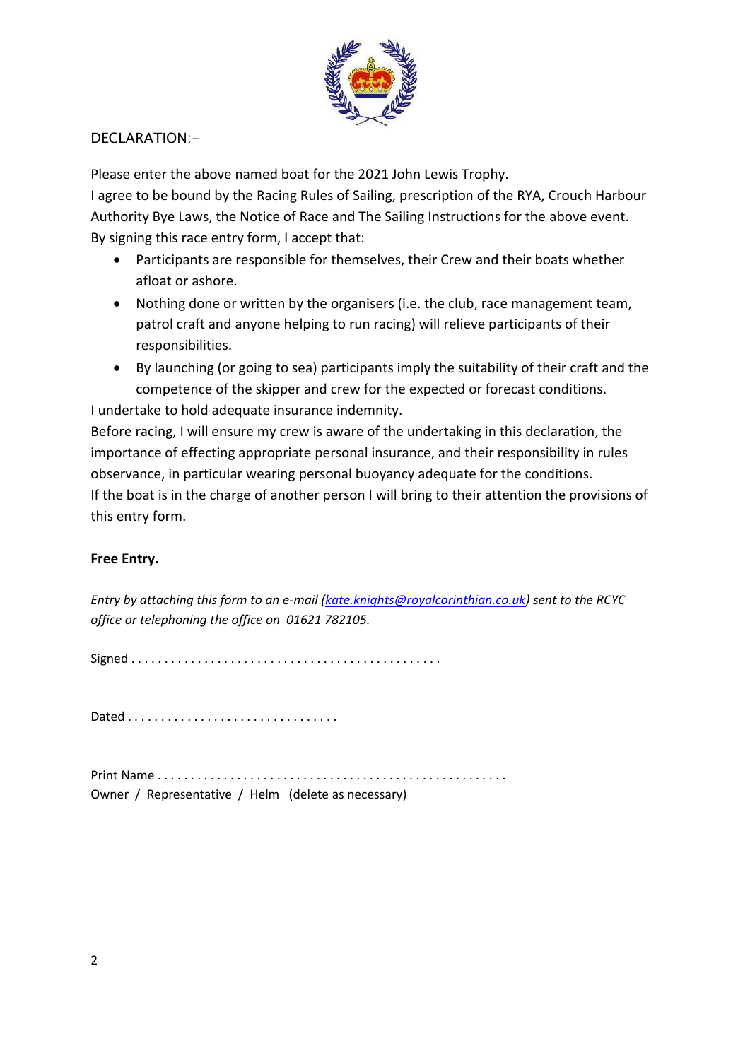DECLARATION:-

Please enter the above named boat for the 2021 John Lewis Trophy.
I agree to be bound by the Racing Rules of Sailing, prescription of the RYA, Crouch Harbour Authority Bye Laws, the Notice of Race and The Sailing Instructions for the above event.
By signing this race entry form, I accept that:

- Participants are responsible for themselves, their Crew and their boats whether afloat or ashore.
- Nothing done or written by the organisers (i.e. the club, race management team, patrol craft and anyone helping to run racing) will relieve participants of their responsibilities.
- By launching (or going to sea) participants imply the suitability of their craft and the competence of the skipper and crew for the expected or forecast conditions.

I undertake to hold adequate insurance indemnity.
Before racing, I will ensure my crew is aware of the undertaking in this declaration, the importance of effecting appropriate personal insurance, and their responsibility in rules observance, in particular wearing personal buoyancy adequate for the conditions.
If the boat is in the charge of another person I will bring to their attention the provisions of this entry form.

**Free Entry.**

*Entry by attaching this form to an e-mail ([kate.knights@royalcorinthian.co.uk](mailto:kate.knights@royalcorinthian.co.uk)) sent to the RCYC office or telephoning the office on 01621 782105.*

Signed . . . . . . . . . . . . . . . . . . . . . . . . . . . . . . . . . . . . . . . . . . . . . .

Dated . . . . . . . . . . . . . . . . . . . . . . . . . . . . . . .

Print Name . . . . . . . . . . . . . . . . . . . . . . . . . . . . . . . . . . . . . . . . . . . . . . . . . . . .
Owner / Representative / Helm (delete as necessary)